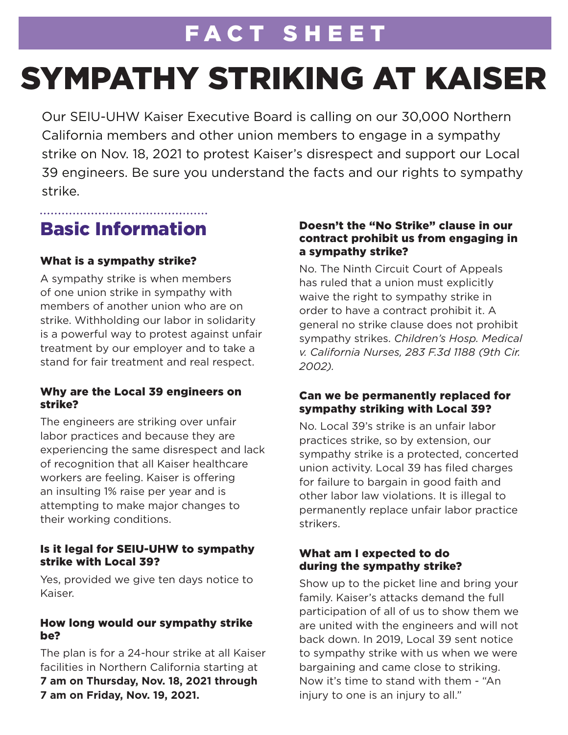# FACT SHEET

# SYMPATHY STRIKING AT KAISER

Our SEIU-UHW Kaiser Executive Board is calling on our 30,000 Northern California members and other union members to engage in a sympathy strike on Nov. 18, 2021 to protest Kaiser's disrespect and support our Local 39 engineers. Be sure you understand the facts and our rights to sympathy strike.

## Basic Information

### What is a sympathy strike?

A sympathy strike is when members of one union strike in sympathy with members of another union who are on strike. Withholding our labor in solidarity is a powerful way to protest against unfair treatment by our employer and to take a stand for fair treatment and real respect.

### Why are the Local 39 engineers on strike?

The engineers are striking over unfair labor practices and because they are experiencing the same disrespect and lack of recognition that all Kaiser healthcare workers are feeling. Kaiser is offering an insulting 1% raise per year and is attempting to make major changes to their working conditions.

### Is it legal for SEIU-UHW to sympathy strike with Local 39?

Yes, provided we give ten days notice to Kaiser.

### How long would our sympathy strike be?

The plan is for a 24-hour strike at all Kaiser facilities in Northern California starting at **7 am on Thursday, Nov. 18, 2021 through 7 am on Friday, Nov. 19, 2021.**

### Doesn't the "No Strike" clause in our contract prohibit us from engaging in a sympathy strike?

No. The Ninth Circuit Court of Appeals has ruled that a union must explicitly waive the right to sympathy strike in order to have a contract prohibit it. A general no strike clause does not prohibit sympathy strikes. *Children's Hosp. Medical v. California Nurses, 283 F.3d 1188 (9th Cir. 2002).*

### Can we be permanently replaced for sympathy striking with Local 39?

No. Local 39's strike is an unfair labor practices strike, so by extension, our sympathy strike is a protected, concerted union activity. Local 39 has filed charges for failure to bargain in good faith and other labor law violations. It is illegal to permanently replace unfair labor practice strikers.

### What am I expected to do during the sympathy strike?

Show up to the picket line and bring your family. Kaiser's attacks demand the full participation of all of us to show them we are united with the engineers and will not back down. In 2019, Local 39 sent notice to sympathy strike with us when we were bargaining and came close to striking. Now it's time to stand with them - "An injury to one is an injury to all."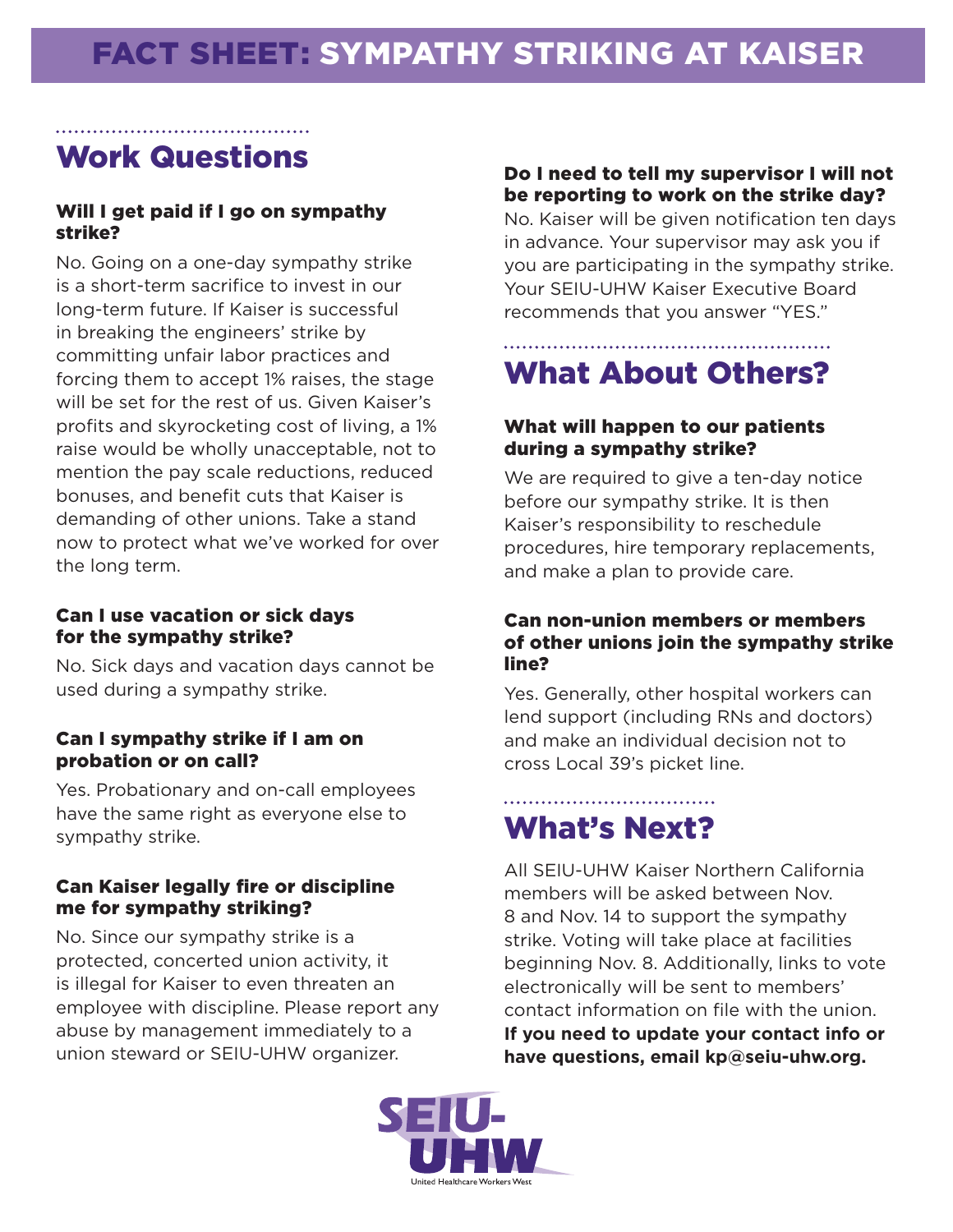# FACT SHEET: SYMPATHY STRIKING AT KAISER

## Work Questions

### Will I get paid if I go on sympathy strike?

No. Going on a one-day sympathy strike is a short-term sacrifice to invest in our long-term future. If Kaiser is successful in breaking the engineers' strike by committing unfair labor practices and forcing them to accept 1% raises, the stage will be set for the rest of us. Given Kaiser's profits and skyrocketing cost of living, a 1% raise would be wholly unacceptable, not to mention the pay scale reductions, reduced bonuses, and benefit cuts that Kaiser is demanding of other unions. Take a stand now to protect what we've worked for over the long term.

### Can I use vacation or sick days for the sympathy strike?

No. Sick days and vacation days cannot be used during a sympathy strike.

### Can I sympathy strike if I am on probation or on call?

Yes. Probationary and on-call employees have the same right as everyone else to sympathy strike.

### Can Kaiser legally fire or discipline me for sympathy striking?

No. Since our sympathy strike is a protected, concerted union activity, it is illegal for Kaiser to even threaten an employee with discipline. Please report any abuse by management immediately to a union steward or SEIU-UHW organizer.

### Do I need to tell my supervisor I will not be reporting to work on the strike day?

No. Kaiser will be given notification ten days in advance. Your supervisor may ask you if you are participating in the sympathy strike. Your SEIU-UHW Kaiser Executive Board recommends that you answer "YES."

## What About Others?

### What will happen to our patients during a sympathy strike?

We are required to give a ten-day notice before our sympathy strike. It is then Kaiser's responsibility to reschedule procedures, hire temporary replacements, and make a plan to provide care.

### Can non-union members or members of other unions join the sympathy strike line?

Yes. Generally, other hospital workers can lend support (including RNs and doctors) and make an individual decision not to cross Local 39's picket line.

## What's Next?

All SEIU-UHW Kaiser Northern California members will be asked between Nov. 8 and Nov. 14 to support the sympathy strike. Voting will take place at facilities beginning Nov. 8. Additionally, links to vote electronically will be sent to members' contact information on file with the union. **If you need to update your contact info or have questions, email kp@seiu-uhw.org.**

SEIU-UHW
United Healthcare Workers West